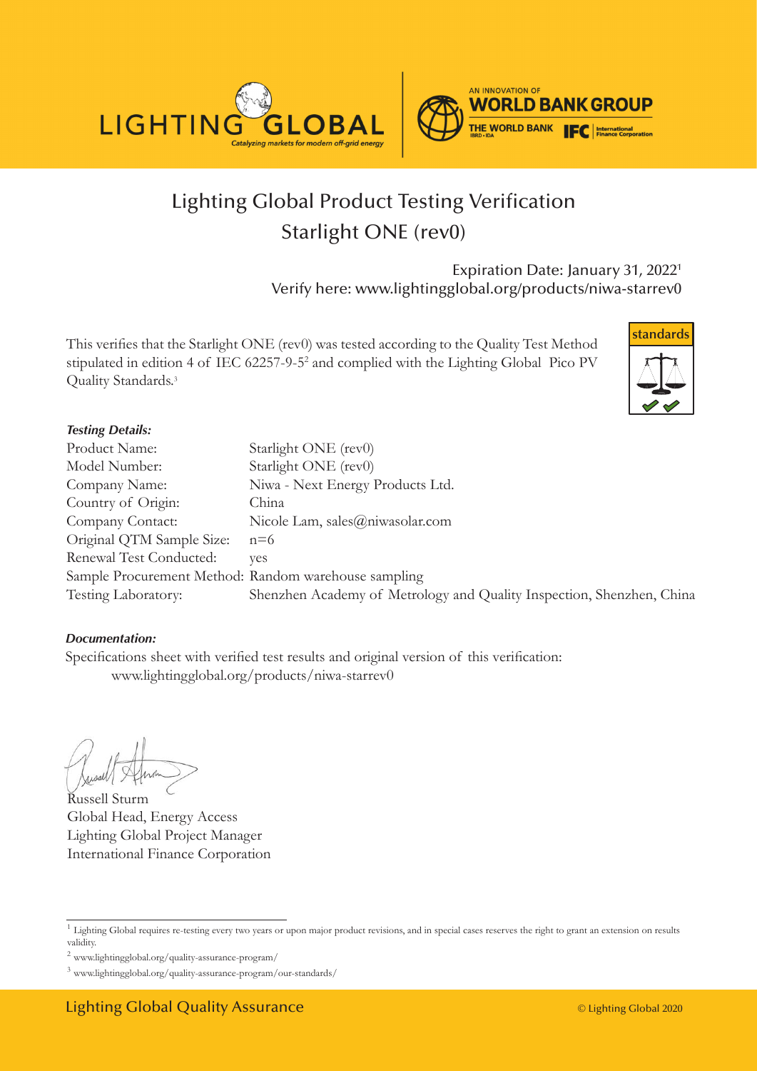# Lighting Global Product Testing Verification

## Starlight ONE (rev0)

Expiration Date: January 31, 2022[1]
Verify here: www.lightingglobal.org/products/niwa-starrev0

This verifies that the Starlight ONE (rev0) was tested according to the Quality Test Method stipulated in edition 4 of IEC 62257-9-5[2] and complied with the Lighting Global Pico PV Quality Standards.[3]

***Testing Details:***

| | |
|---|---|
| Product Name: | Starlight ONE (rev0) |
| Model Number: | Starlight ONE (rev0) |
| Company Name: | Niwa - Next Energy Products Ltd. |
| Country of Origin: | China |
| Company Contact: | Nicole Lam, sales@niwasolar.com |
| Original QTM Sample Size: | n=6 |
| Renewal Test Conducted: | yes |
| Sample Procurement Method: | Random warehouse sampling |
| Testing Laboratory: | Shenzhen Academy of Metrology and Quality Inspection, Shenzhen, China |

***Documentation:***

Specifications sheet with verified test results and original version of this verification:
www.lightingglobal.org/products/niwa-starrev0

Russell Sturm
Global Head, Energy Access
Lighting Global Project Manager
International Finance Corporation

---

[1] Lighting Global requires re-testing every two years or upon major product revisions, and in special cases reserves the right to grant an extension on results validity.

[2] www.lightingglobal.org/quality-assurance-program/

[3] www.lightingglobal.org/quality-assurance-program/our-standards/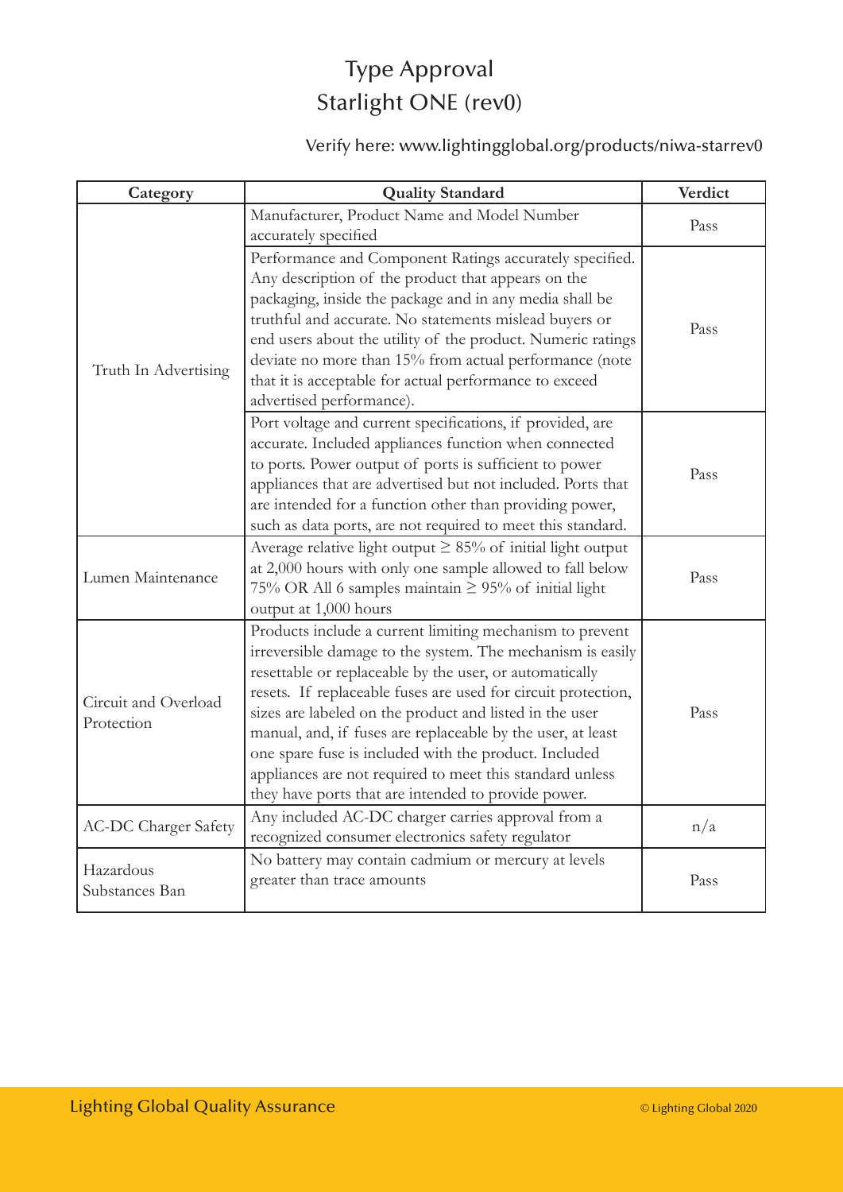# Type Approval
# Starlight ONE (rev0)

Verify here: www.lightingglobal.org/products/niwa-starrev0

| Category | Quality Standard | Verdict |
|---|---|---|
| Truth In Advertising | Manufacturer, Product Name and Model Number accurately specified | Pass |
| | Performance and Component Ratings accurately specified. Any description of the product that appears on the packaging, inside the package and in any media shall be truthful and accurate. No statements mislead buyers or end users about the utility of the product. Numeric ratings deviate no more than 15% from actual performance (note that it is acceptable for actual performance to exceed advertised performance). | Pass |
| | Port voltage and current specifications, if provided, are accurate. Included appliances function when connected to ports. Power output of ports is sufficient to power appliances that are advertised but not included. Ports that are intended for a function other than providing power, such as data ports, are not required to meet this standard. | Pass |
| Lumen Maintenance | Average relative light output ≥ 85% of initial light output at 2,000 hours with only one sample allowed to fall below 75% OR All 6 samples maintain ≥ 95% of initial light output at 1,000 hours | Pass |
| Circuit and Overload Protection | Products include a current limiting mechanism to prevent irreversible damage to the system. The mechanism is easily resettable or replaceable by the user, or automatically resets. If replaceable fuses are used for circuit protection, sizes are labeled on the product and listed in the user manual, and, if fuses are replaceable by the user, at least one spare fuse is included with the product. Included appliances are not required to meet this standard unless they have ports that are intended to provide power. | Pass |
| AC-DC Charger Safety | Any included AC-DC charger carries approval from a recognized consumer electronics safety regulator | n/a |
| Hazardous Substances Ban | No battery may contain cadmium or mercury at levels greater than trace amounts | Pass |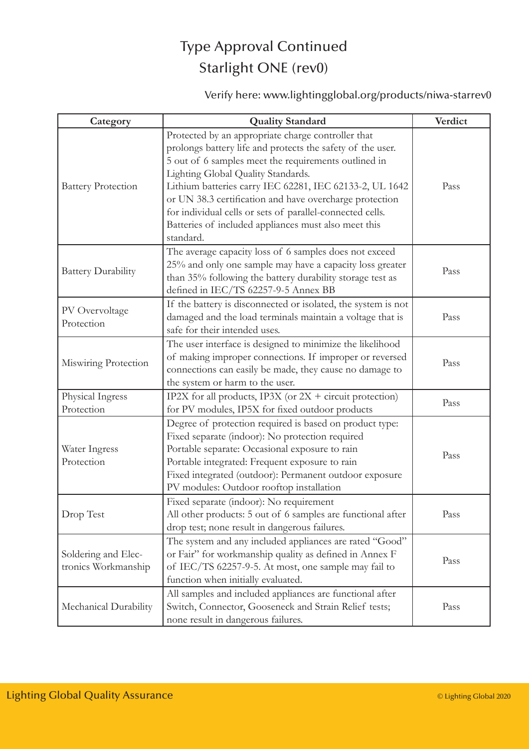# Type Approval Continued
# Starlight ONE (rev0)

Verify here: www.lightingglobal.org/products/niwa-starrev0

| Category | Quality Standard | Verdict |
|---|---|---|
| Battery Protection | Protected by an appropriate charge controller that prolongs battery life and protects the safety of the user. 5 out of 6 samples meet the requirements outlined in Lighting Global Quality Standards. Lithium batteries carry IEC 62281, IEC 62133-2, UL 1642 or UN 38.3 certification and have overcharge protection for individual cells or sets of parallel-connected cells. Batteries of included appliances must also meet this standard. | Pass |
| Battery Durability | The average capacity loss of 6 samples does not exceed 25% and only one sample may have a capacity loss greater than 35% following the battery durability storage test as defined in IEC/TS 62257-9-5 Annex BB | Pass |
| PV Overvoltage Protection | If the battery is disconnected or isolated, the system is not damaged and the load terminals maintain a voltage that is safe for their intended uses. | Pass |
| Miswiring Protection | The user interface is designed to minimize the likelihood of making improper connections. If improper or reversed connections can easily be made, they cause no damage to the system or harm to the user. | Pass |
| Physical Ingress Protection | IP2X for all products, IP3X (or 2X + circuit protection) for PV modules, IP5X for fixed outdoor products | Pass |
| Water Ingress Protection | Degree of protection required is based on product type: Fixed separate (indoor): No protection required Portable separate: Occasional exposure to rain Portable integrated: Frequent exposure to rain Fixed integrated (outdoor): Permanent outdoor exposure PV modules: Outdoor rooftop installation | Pass |
| Drop Test | Fixed separate (indoor): No requirement All other products: 5 out of 6 samples are functional after drop test; none result in dangerous failures. | Pass |
| Soldering and Electronics Workmanship | The system and any included appliances are rated "Good" or Fair" for workmanship quality as defined in Annex F of IEC/TS 62257-9-5. At most, one sample may fail to function when initially evaluated. | Pass |
| Mechanical Durability | All samples and included appliances are functional after Switch, Connector, Gooseneck and Strain Relief tests; none result in dangerous failures. | Pass |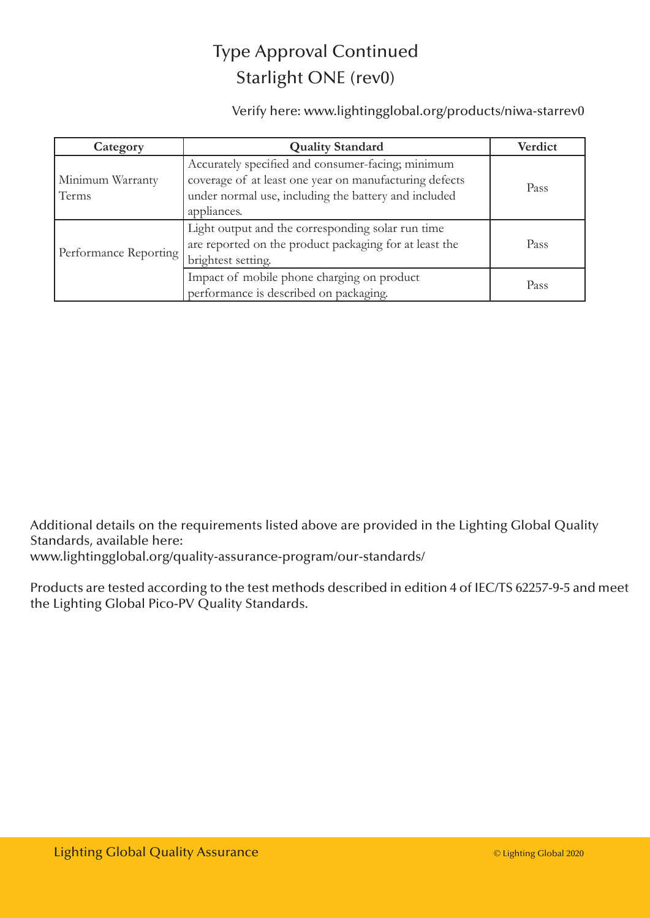# Type Approval Continued

## Starlight ONE (rev0)

Verify here: www.lightingglobal.org/products/niwa-starrev0

| Category | Quality Standard | Verdict |
|---|---|---|
| Minimum Warranty Terms | Accurately specified and consumer-facing; minimum coverage of at least one year on manufacturing defects under normal use, including the battery and included appliances. | Pass |
| Performance Reporting | Light output and the corresponding solar run time are reported on the product packaging for at least the brightest setting. | Pass |
| | Impact of mobile phone charging on product performance is described on packaging. | Pass |

Additional details on the requirements listed above are provided in the Lighting Global Quality Standards, available here:
www.lightingglobal.org/quality-assurance-program/our-standards/

Products are tested according to the test methods described in edition 4 of IEC/TS 62257-9-5 and meet the Lighting Global Pico-PV Quality Standards.